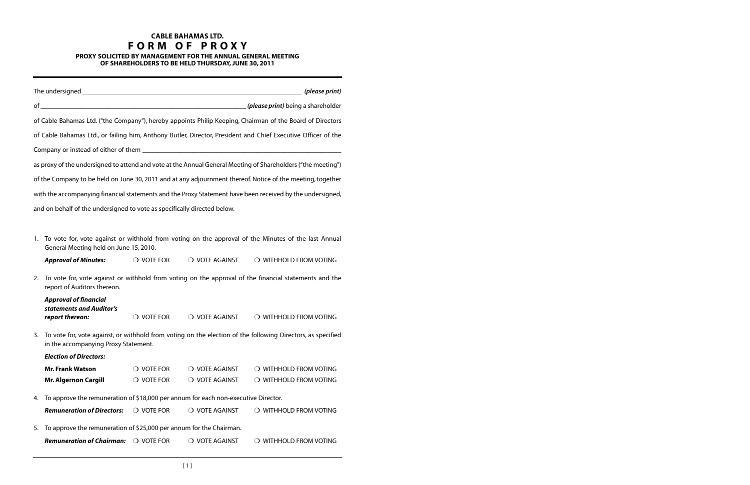# CABLE BAHAMAS LTD.

# FORM OF PROXY

**PROXY SOLICITED BY MANAGEMENT FOR THE ANNUAL GENERAL MEETING OF SHAREHOLDERS TO BE HELD THURSDAY, JUNE 30, 2011**

---

The undersigned ______________________________________________________ ***(please print)***

of ______________________________________________________ ***(please print)*** being a shareholder

of Cable Bahamas Ltd. ("the Company"), hereby appoints Philip Keeping, Chairman of the Board of Directors of Cable Bahamas Ltd., or failing him, Anthony Butler, Director, President and Chief Executive Officer of the Company or instead of either of them ______________________________________________________

as proxy of the undersigned to attend and vote at the Annual General Meeting of Shareholders ("the meeting") of the Company to be held on June 30, 2011 and at any adjournment thereof. Notice of the meeting, together with the accompanying financial statements and the Proxy Statement have been received by the undersigned, and on behalf of the undersigned to vote as specifically directed below.

1. To vote for, vote against or withhold from voting on the approval of the Minutes of the last Annual General Meeting held on June 15, 2010.

   ***Approval of Minutes:*** ❍ VOTE FOR ❍ VOTE AGAINST ❍ WITHHOLD FROM VOTING

2. To vote for, vote against or withhold from voting on the approval of the financial statements and the report of Auditors thereon.

   ***Approval of financial statements and Auditor's report thereon:*** ❍ VOTE FOR ❍ VOTE AGAINST ❍ WITHHOLD FROM VOTING

3. To vote for, vote against, or withhold from voting on the election of the following Directors, as specified in the accompanying Proxy Statement.

   ***Election of Directors:***

   **Mr. Frank Watson** ❍ VOTE FOR ❍ VOTE AGAINST ❍ WITHHOLD FROM VOTING

   **Mr. Algernon Cargill** ❍ VOTE FOR ❍ VOTE AGAINST ❍ WITHHOLD FROM VOTING

4. To approve the remuneration of $18,000 per annum for each non-executive Director.

   ***Remuneration of Directors:*** ❍ VOTE FOR ❍ VOTE AGAINST ❍ WITHHOLD FROM VOTING

5. To approve the remuneration of $25,000 per annum for the Chairman.

   ***Remuneration of Chairman:*** ❍ VOTE FOR ❍ VOTE AGAINST ❍ WITHHOLD FROM VOTING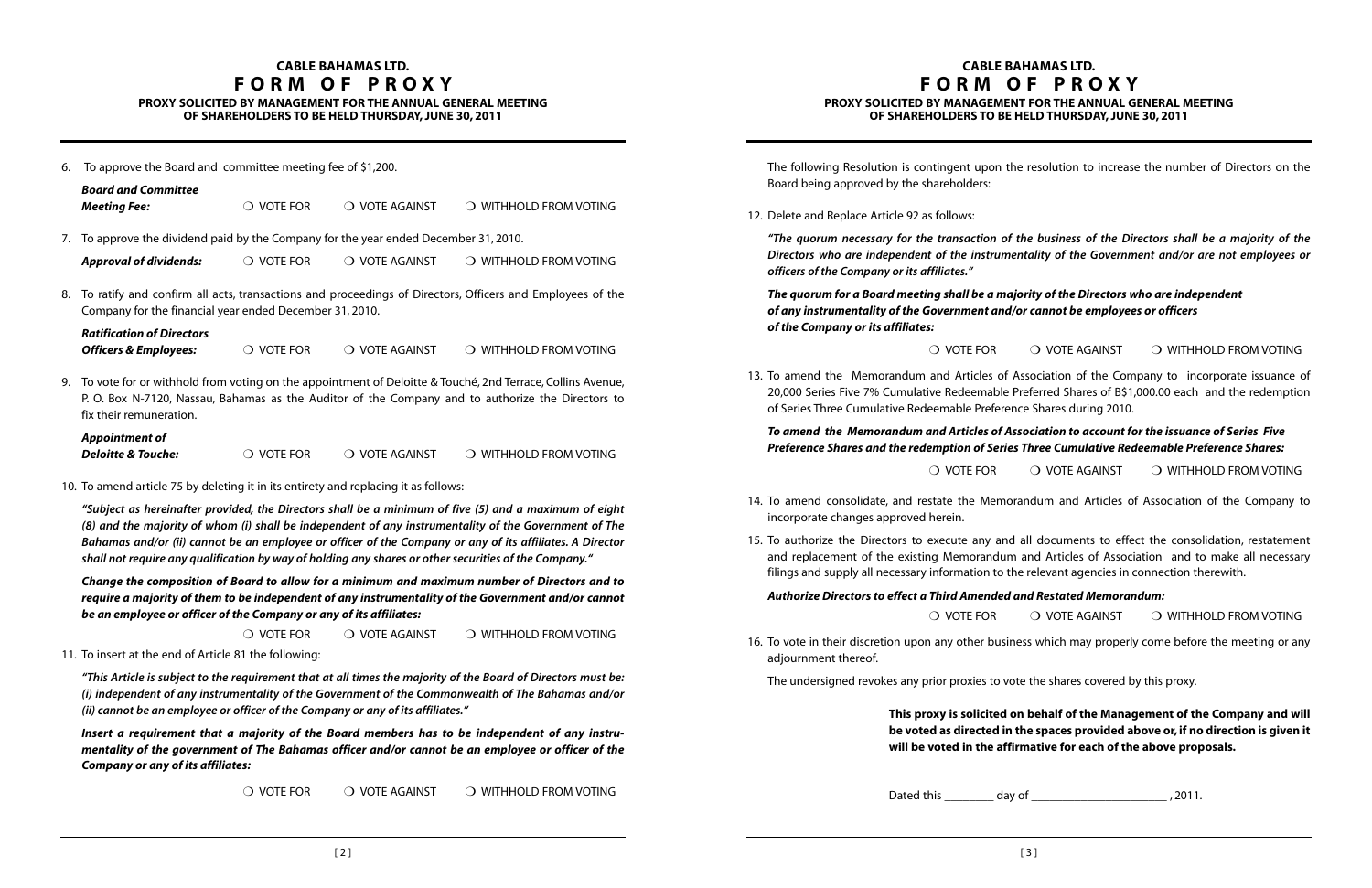## CABLE BAHAMAS LTD.
# F O R M  O F  P R O X Y
### PROXY SOLICITED BY MANAGEMENT FOR THE ANNUAL GENERAL MEETING OF SHAREHOLDERS TO BE HELD THURSDAY, JUNE 30, 2011

6. To approve the Board and committee meeting fee of $1,200.

   ***Board and Committee Meeting Fee:*** ❍ VOTE FOR ❍ VOTE AGAINST ❍ WITHHOLD FROM VOTING

7. To approve the dividend paid by the Company for the year ended December 31, 2010.

   ***Approval of dividends:*** ❍ VOTE FOR ❍ VOTE AGAINST ❍ WITHHOLD FROM VOTING

8. To ratify and confirm all acts, transactions and proceedings of Directors, Officers and Employees of the Company for the financial year ended December 31, 2010.

   ***Ratification of Directors Officers & Employees:*** ❍ VOTE FOR ❍ VOTE AGAINST ❍ WITHHOLD FROM VOTING

9. To vote for or withhold from voting on the appointment of Deloitte & Touché, 2nd Terrace, Collins Avenue, P. O. Box N-7120, Nassau, Bahamas as the Auditor of the Company and to authorize the Directors to fix their remuneration.

   ***Appointment of Deloitte & Touche:*** ❍ VOTE FOR ❍ VOTE AGAINST ❍ WITHHOLD FROM VOTING

10. To amend article 75 by deleting it in its entirety and replacing it as follows:

    *"Subject as hereinafter provided, the Directors shall be a minimum of five (5) and a maximum of eight (8) and the majority of whom (i) shall be independent of any instrumentality of the Government of The Bahamas and/or (ii) cannot be an employee or officer of the Company or any of its affiliates. A Director shall not require any qualification by way of holding any shares or other securities of the Company."*

    ***Change the composition of Board to allow for a minimum and maximum number of Directors and to require a majority of them to be independent of any instrumentality of the Government and/or cannot be an employee or officer of the Company or any of its affiliates:***

    ❍ VOTE FOR ❍ VOTE AGAINST ❍ WITHHOLD FROM VOTING

11. To insert at the end of Article 81 the following:

    *"This Article is subject to the requirement that at all times the majority of the Board of Directors must be: (i) independent of any instrumentality of the Government of the Commonwealth of The Bahamas and/or (ii) cannot be an employee or officer of the Company or any of its affiliates."*

    ***Insert a requirement that a majority of the Board members has to be independent of any instrumentality of the government of The Bahamas officer and/or cannot be an employee or officer of the Company or any of its affiliates:***

    ❍ VOTE FOR ❍ VOTE AGAINST ❍ WITHHOLD FROM VOTING

The following Resolution is contingent upon the resolution to increase the number of Directors on the Board being approved by the shareholders:

12. Delete and Replace Article 92 as follows:

    *"The quorum necessary for the transaction of the business of the Directors shall be a majority of the Directors who are independent of the instrumentality of the Government and/or are not employees or officers of the Company or its affiliates."*

    ***The quorum for a Board meeting shall be a majority of the Directors who are independent of any instrumentality of the Government and/or cannot be employees or officers of the Company or its affiliates:***

    ❍ VOTE FOR ❍ VOTE AGAINST ❍ WITHHOLD FROM VOTING

13. To amend the Memorandum and Articles of Association of the Company to incorporate issuance of 20,000 Series Five 7% Cumulative Redeemable Preferred Shares of B$1,000.00 each and the redemption of Series Three Cumulative Redeemable Preference Shares during 2010.

    ***To amend the Memorandum and Articles of Association to account for the issuance of Series Five Preference Shares and the redemption of Series Three Cumulative Redeemable Preference Shares:***

    ❍ VOTE FOR ❍ VOTE AGAINST ❍ WITHHOLD FROM VOTING

14. To amend consolidate, and restate the Memorandum and Articles of Association of the Company to incorporate changes approved herein.

15. To authorize the Directors to execute any and all documents to effect the consolidation, restatement and replacement of the existing Memorandum and Articles of Association and to make all necessary filings and supply all necessary information to the relevant agencies in connection therewith.

    ***Authorize Directors to effect a Third Amended and Restated Memorandum:***

    ❍ VOTE FOR ❍ VOTE AGAINST ❍ WITHHOLD FROM VOTING

16. To vote in their discretion upon any other business which may properly come before the meeting or any adjournment thereof.

    The undersigned revokes any prior proxies to vote the shares covered by this proxy.

**This proxy is solicited on behalf of the Management of the Company and will be voted as directed in the spaces provided above or, if no direction is given it will be voted in the affirmative for each of the above proposals.**

Dated this ________ day of ______________________ , 2011.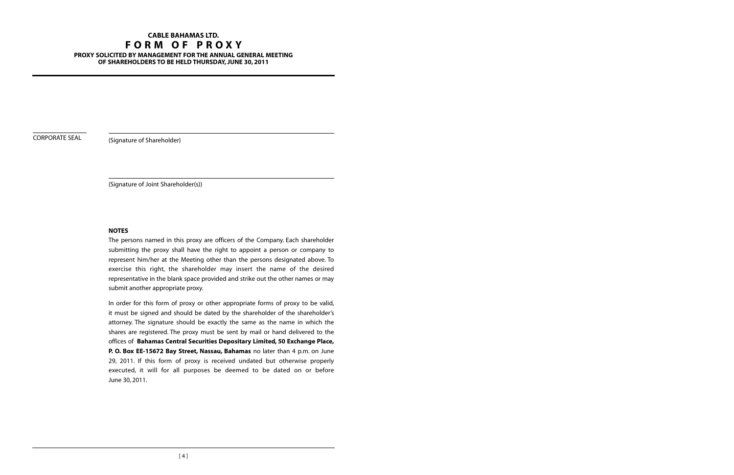**CABLE BAHAMAS LTD.**

# FORM OF PROXY

**PROXY SOLICITED BY MANAGEMENT FOR THE ANNUAL GENERAL MEETING OF SHAREHOLDERS TO BE HELD THURSDAY, JUNE 30, 2011**

CORPORATE SEAL

(Signature of Shareholder)

(Signature of Joint Shareholder(s))

**NOTES**

The persons named in this proxy are officers of the Company. Each shareholder submitting the proxy shall have the right to appoint a person or company to represent him/her at the Meeting other than the persons designated above. To exercise this right, the shareholder may insert the name of the desired representative in the blank space provided and strike out the other names or may submit another appropriate proxy.

In order for this form of proxy or other appropriate forms of proxy to be valid, it must be signed and should be dated by the shareholder of the shareholder's attorney. The signature should be exactly the same as the name in which the shares are registered. The proxy must be sent by mail or hand delivered to the offices of **Bahamas Central Securities Depositary Limited, 50 Exchange Place, P. O. Box EE-15672 Bay Street, Nassau, Bahamas** no later than 4 p.m. on June 29, 2011. If this form of proxy is received undated but otherwise properly executed, it will for all purposes be deemed to be dated on or before June 30, 2011.